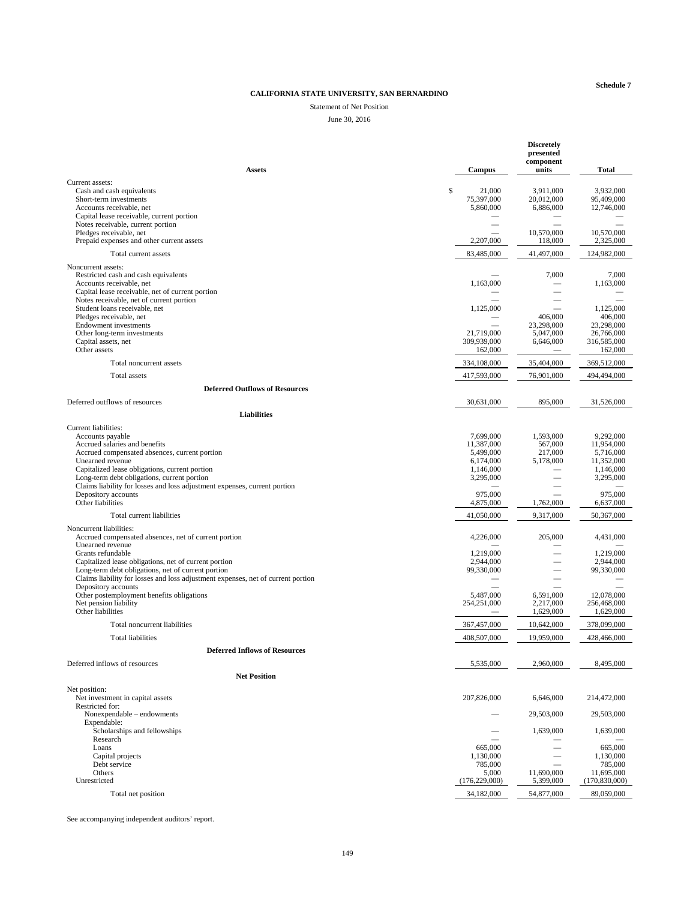**Schedule 7**

**CALIFORNIA STATE UNIVERSITY, SAN BERNARDINO**

Statement of Net Position

June 30, 2016

| **Assets** | **Campus** | **Discretely presented component units** | **Total** |
|---|---|---|---|
| Current assets: | | | |
| Cash and cash equivalents | $ 21,000 | 3,911,000 | 3,932,000 |
| Short-term investments | 75,397,000 | 20,012,000 | 95,409,000 |
| Accounts receivable, net | 5,860,000 | 6,886,000 | 12,746,000 |
| Capital lease receivable, current portion | — | — | — |
| Notes receivable, current portion | — | — | — |
| Pledges receivable, net | — | 10,570,000 | 10,570,000 |
| Prepaid expenses and other current assets | 2,207,000 | 118,000 | 2,325,000 |
| Total current assets | 83,485,000 | 41,497,000 | 124,982,000 |
| Noncurrent assets: | | | |
| Restricted cash and cash equivalents | — | 7,000 | 7,000 |
| Accounts receivable, net | 1,163,000 | — | 1,163,000 |
| Capital lease receivable, net of current portion | — | — | — |
| Notes receivable, net of current portion | — | — | — |
| Student loans receivable, net | 1,125,000 | — | 1,125,000 |
| Pledges receivable, net | — | 406,000 | 406,000 |
| Endowment investments | — | 23,298,000 | 23,298,000 |
| Other long-term investments | 21,719,000 | 5,047,000 | 26,766,000 |
| Capital assets, net | 309,939,000 | 6,646,000 | 316,585,000 |
| Other assets | 162,000 | — | 162,000 |
| Total noncurrent assets | 334,108,000 | 35,404,000 | 369,512,000 |
| Total assets | 417,593,000 | 76,901,000 | 494,494,000 |
| **Deferred Outflows of Resources** | | | |
| Deferred outflows of resources | 30,631,000 | 895,000 | 31,526,000 |
| **Liabilities** | | | |
| Current liabilities: | | | |
| Accounts payable | 7,699,000 | 1,593,000 | 9,292,000 |
| Accrued salaries and benefits | 11,387,000 | 567,000 | 11,954,000 |
| Accrued compensated absences, current portion | 5,499,000 | 217,000 | 5,716,000 |
| Unearned revenue | 6,174,000 | 5,178,000 | 11,352,000 |
| Capitalized lease obligations, current portion | 1,146,000 | — | 1,146,000 |
| Long-term debt obligations, current portion | 3,295,000 | — | 3,295,000 |
| Claims liability for losses and loss adjustment expenses, current portion | — | — | — |
| Depository accounts | 975,000 | — | 975,000 |
| Other liabilities | 4,875,000 | 1,762,000 | 6,637,000 |
| Total current liabilities | 41,050,000 | 9,317,000 | 50,367,000 |
| Noncurrent liabilities: | | | |
| Accrued compensated absences, net of current portion | 4,226,000 | 205,000 | 4,431,000 |
| Unearned revenue | — | — | — |
| Grants refundable | 1,219,000 | — | 1,219,000 |
| Capitalized lease obligations, net of current portion | 2,944,000 | — | 2,944,000 |
| Long-term debt obligations, net of current portion | 99,330,000 | — | 99,330,000 |
| Claims liability for losses and loss adjustment expenses, net of current portion | — | — | — |
| Depository accounts | — | — | — |
| Other postemployment benefits obligations | 5,487,000 | 6,591,000 | 12,078,000 |
| Net pension liability | 254,251,000 | 2,217,000 | 256,468,000 |
| Other liabilities | — | 1,629,000 | 1,629,000 |
| Total noncurrent liabilities | 367,457,000 | 10,642,000 | 378,099,000 |
| Total liabilities | 408,507,000 | 19,959,000 | 428,466,000 |
| **Deferred Inflows of Resources** | | | |
| Deferred inflows of resources | 5,535,000 | 2,960,000 | 8,495,000 |
| **Net Position** | | | |
| Net position: | | | |
| Net investment in capital assets | 207,826,000 | 6,646,000 | 214,472,000 |
| Restricted for: | | | |
| Nonexpendable – endowments | — | 29,503,000 | 29,503,000 |
| Expendable: | | | |
| Scholarships and fellowships | — | 1,639,000 | 1,639,000 |
| Research | — | — | — |
| Loans | 665,000 | — | 665,000 |
| Capital projects | 1,130,000 | — | 1,130,000 |
| Debt service | 785,000 | — | 785,000 |
| Others | 5,000 | 11,690,000 | 11,695,000 |
| Unrestricted | (176,229,000) | 5,399,000 | (170,830,000) |
| Total net position | 34,182,000 | 54,877,000 | 89,059,000 |

See accompanying independent auditors' report.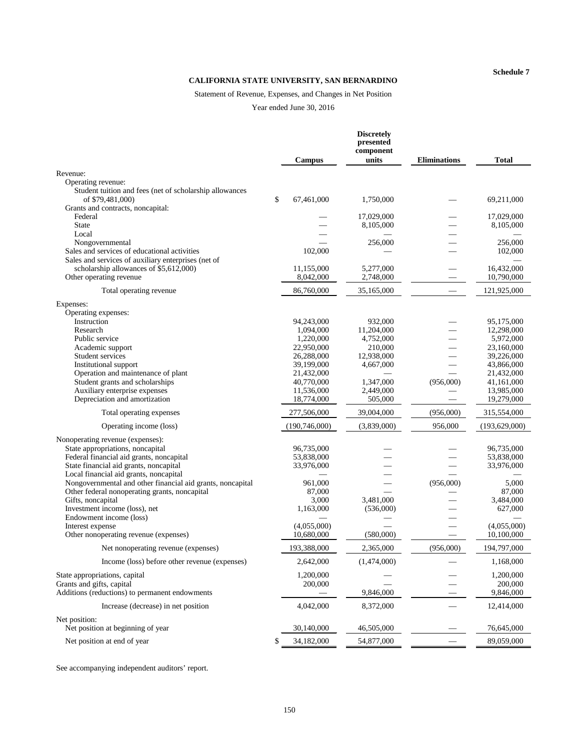Schedule 7

# CALIFORNIA STATE UNIVERSITY, SAN BERNARDINO

Statement of Revenue, Expenses, and Changes in Net Position

Year ended June 30, 2016

| | Campus | Discretely presented component units | Eliminations | Total |
|---|---|---|---|---|
| Revenue: | | | | |
| Operating revenue: | | | | |
| Student tuition and fees (net of scholarship allowances of $79,481,000) | $ 67,461,000 | 1,750,000 | — | 69,211,000 |
| Grants and contracts, noncapital: | | | | |
| Federal | — | 17,029,000 | — | 17,029,000 |
| State | — | 8,105,000 | — | 8,105,000 |
| Local | — | — | — | — |
| Nongovernmental | — | 256,000 | — | 256,000 |
| Sales and services of educational activities | 102,000 | — | — | 102,000 |
| Sales and services of auxiliary enterprises (net of scholarship allowances of $5,612,000) | 11,155,000 | 5,277,000 | — | 16,432,000 |
| Other operating revenue | 8,042,000 | 2,748,000 | — | 10,790,000 |
| Total operating revenue | 86,760,000 | 35,165,000 | — | 121,925,000 |
| Expenses: | | | | |
| Operating expenses: | | | | |
| Instruction | 94,243,000 | 932,000 | — | 95,175,000 |
| Research | 1,094,000 | 11,204,000 | — | 12,298,000 |
| Public service | 1,220,000 | 4,752,000 | — | 5,972,000 |
| Academic support | 22,950,000 | 210,000 | — | 23,160,000 |
| Student services | 26,288,000 | 12,938,000 | — | 39,226,000 |
| Institutional support | 39,199,000 | 4,667,000 | — | 43,866,000 |
| Operation and maintenance of plant | 21,432,000 | — | — | 21,432,000 |
| Student grants and scholarships | 40,770,000 | 1,347,000 | (956,000) | 41,161,000 |
| Auxiliary enterprise expenses | 11,536,000 | 2,449,000 | — | 13,985,000 |
| Depreciation and amortization | 18,774,000 | 505,000 | — | 19,279,000 |
| Total operating expenses | 277,506,000 | 39,004,000 | (956,000) | 315,554,000 |
| Operating income (loss) | (190,746,000) | (3,839,000) | 956,000 | (193,629,000) |
| Nonoperating revenue (expenses): | | | | |
| State appropriations, noncapital | 96,735,000 | — | — | 96,735,000 |
| Federal financial aid grants, noncapital | 53,838,000 | — | — | 53,838,000 |
| State financial aid grants, noncapital | 33,976,000 | — | — | 33,976,000 |
| Local financial aid grants, noncapital | — | — | — | — |
| Nongovernmental and other financial aid grants, noncapital | 961,000 | — | (956,000) | 5,000 |
| Other federal nonoperating grants, noncapital | 87,000 | — | — | 87,000 |
| Gifts, noncapital | 3,000 | 3,481,000 | — | 3,484,000 |
| Investment income (loss), net | 1,163,000 | (536,000) | — | 627,000 |
| Endowment income (loss) | — | — | — | — |
| Interest expense | (4,055,000) | — | — | (4,055,000) |
| Other nonoperating revenue (expenses) | 10,680,000 | (580,000) | — | 10,100,000 |
| Net nonoperating revenue (expenses) | 193,388,000 | 2,365,000 | (956,000) | 194,797,000 |
| Income (loss) before other revenue (expenses) | 2,642,000 | (1,474,000) | — | 1,168,000 |
| State appropriations, capital | 1,200,000 | — | — | 1,200,000 |
| Grants and gifts, capital | 200,000 | — | — | 200,000 |
| Additions (reductions) to permanent endowments | — | 9,846,000 | — | 9,846,000 |
| Increase (decrease) in net position | 4,042,000 | 8,372,000 | — | 12,414,000 |
| Net position: | | | | |
| Net position at beginning of year | 30,140,000 | 46,505,000 | — | 76,645,000 |
| Net position at end of year | $ 34,182,000 | 54,877,000 | — | 89,059,000 |

See accompanying independent auditors' report.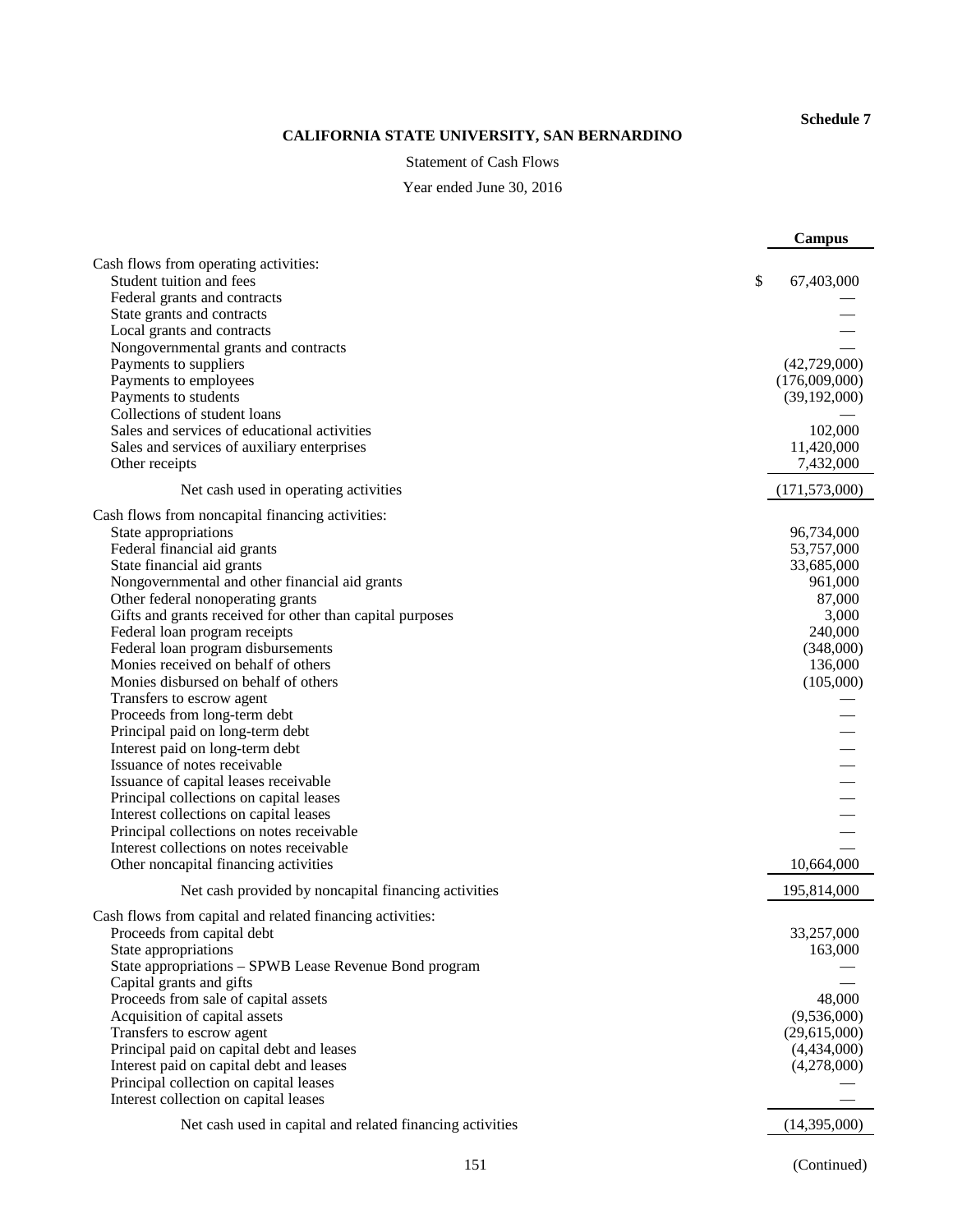**Schedule 7**

# CALIFORNIA STATE UNIVERSITY, SAN BERNARDINO

Statement of Cash Flows

Year ended June 30, 2016

| | Campus |
|---|---|
| Cash flows from operating activities: | |
| Student tuition and fees | $ 67,403,000 |
| Federal grants and contracts | — |
| State grants and contracts | — |
| Local grants and contracts | — |
| Nongovernmental grants and contracts | — |
| Payments to suppliers | (42,729,000) |
| Payments to employees | (176,009,000) |
| Payments to students | (39,192,000) |
| Collections of student loans | — |
| Sales and services of educational activities | 102,000 |
| Sales and services of auxiliary enterprises | 11,420,000 |
| Other receipts | 7,432,000 |
| Net cash used in operating activities | (171,573,000) |
| Cash flows from noncapital financing activities: | |
| State appropriations | 96,734,000 |
| Federal financial aid grants | 53,757,000 |
| State financial aid grants | 33,685,000 |
| Nongovernmental and other financial aid grants | 961,000 |
| Other federal nonoperating grants | 87,000 |
| Gifts and grants received for other than capital purposes | 3,000 |
| Federal loan program receipts | 240,000 |
| Federal loan program disbursements | (348,000) |
| Monies received on behalf of others | 136,000 |
| Monies disbursed on behalf of others | (105,000) |
| Transfers to escrow agent | — |
| Proceeds from long-term debt | — |
| Principal paid on long-term debt | — |
| Interest paid on long-term debt | — |
| Issuance of notes receivable | — |
| Issuance of capital leases receivable | — |
| Principal collections on capital leases | — |
| Interest collections on capital leases | — |
| Principal collections on notes receivable | — |
| Interest collections on notes receivable | — |
| Other noncapital financing activities | 10,664,000 |
| Net cash provided by noncapital financing activities | 195,814,000 |
| Cash flows from capital and related financing activities: | |
| Proceeds from capital debt | 33,257,000 |
| State appropriations | 163,000 |
| State appropriations – SPWB Lease Revenue Bond program | — |
| Capital grants and gifts | — |
| Proceeds from sale of capital assets | 48,000 |
| Acquisition of capital assets | (9,536,000) |
| Transfers to escrow agent | (29,615,000) |
| Principal paid on capital debt and leases | (4,434,000) |
| Interest paid on capital debt and leases | (4,278,000) |
| Principal collection on capital leases | — |
| Interest collection on capital leases | — |
| Net cash used in capital and related financing activities | (14,395,000) |

(Continued)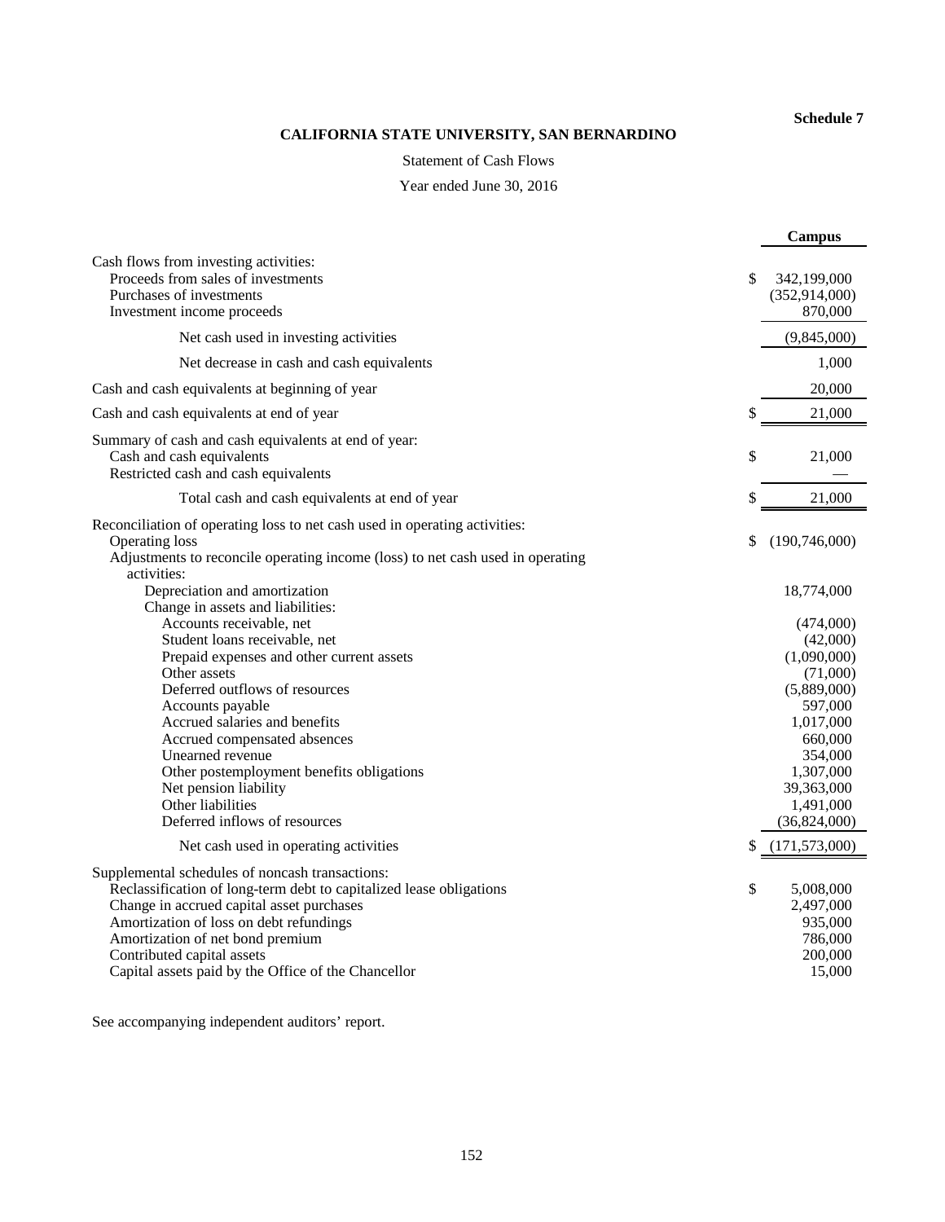**Schedule 7**

# CALIFORNIA STATE UNIVERSITY, SAN BERNARDINO

Statement of Cash Flows

Year ended June 30, 2016

| | Campus |
|---|---|
| Cash flows from investing activities: | |
| Proceeds from sales of investments | $ 342,199,000 |
| Purchases of investments | (352,914,000) |
| Investment income proceeds | 870,000 |
| Net cash used in investing activities | (9,845,000) |
| Net decrease in cash and cash equivalents | 1,000 |
| Cash and cash equivalents at beginning of year | 20,000 |
| Cash and cash equivalents at end of year | $ 21,000 |
| Summary of cash and cash equivalents at end of year: | |
| Cash and cash equivalents | $ 21,000 |
| Restricted cash and cash equivalents | — |
| Total cash and cash equivalents at end of year | $ 21,000 |
| Reconciliation of operating loss to net cash used in operating activities: | |
| Operating loss | $ (190,746,000) |
| Adjustments to reconcile operating income (loss) to net cash used in operating activities: | |
| Depreciation and amortization | 18,774,000 |
| Change in assets and liabilities: | |
| Accounts receivable, net | (474,000) |
| Student loans receivable, net | (42,000) |
| Prepaid expenses and other current assets | (1,090,000) |
| Other assets | (71,000) |
| Deferred outflows of resources | (5,889,000) |
| Accounts payable | 597,000 |
| Accrued salaries and benefits | 1,017,000 |
| Accrued compensated absences | 660,000 |
| Unearned revenue | 354,000 |
| Other postemployment benefits obligations | 1,307,000 |
| Net pension liability | 39,363,000 |
| Other liabilities | 1,491,000 |
| Deferred inflows of resources | (36,824,000) |
| Net cash used in operating activities | $ (171,573,000) |
| Supplemental schedules of noncash transactions: | |
| Reclassification of long-term debt to capitalized lease obligations | $ 5,008,000 |
| Change in accrued capital asset purchases | 2,497,000 |
| Amortization of loss on debt refundings | 935,000 |
| Amortization of net bond premium | 786,000 |
| Contributed capital assets | 200,000 |
| Capital assets paid by the Office of the Chancellor | 15,000 |

See accompanying independent auditors' report.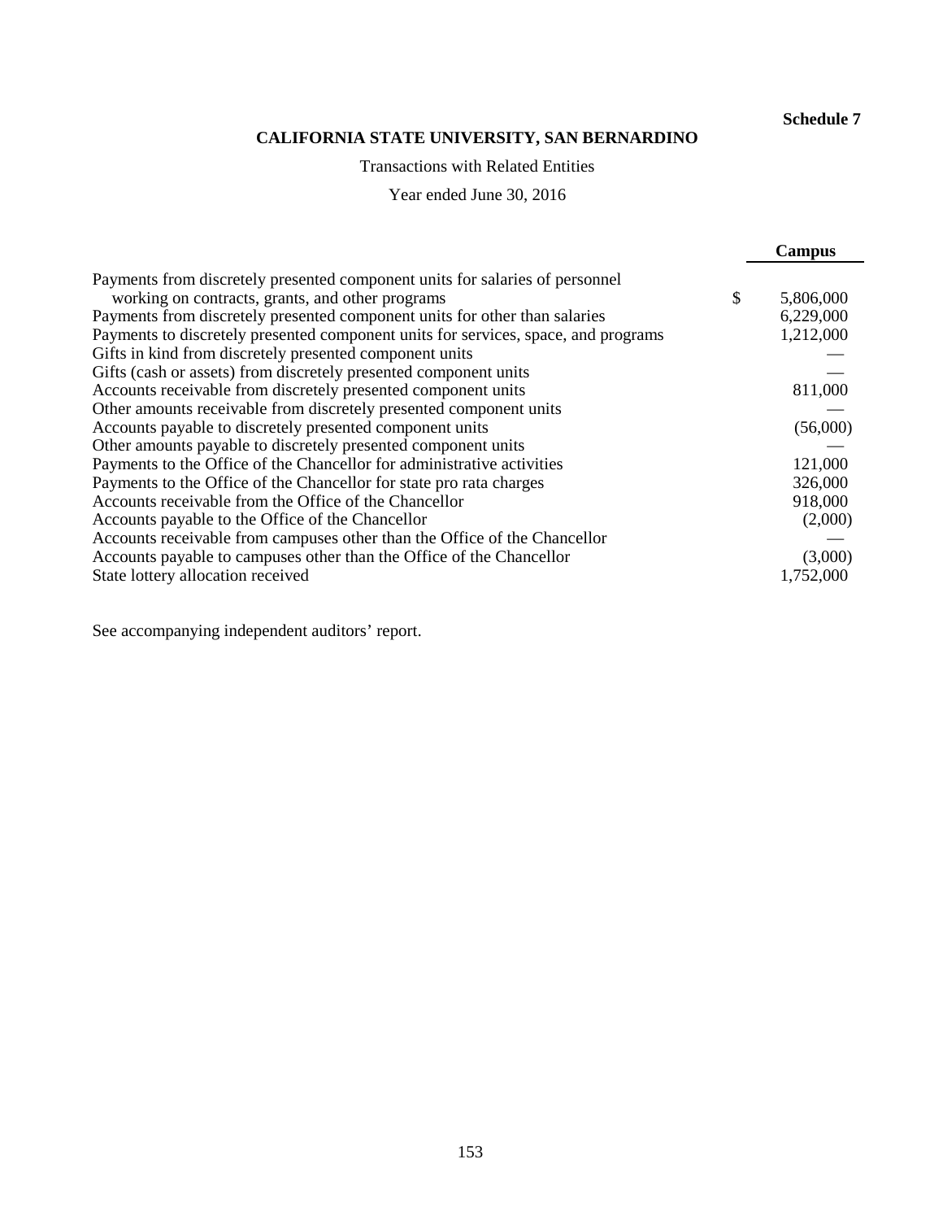**Schedule 7**

# CALIFORNIA STATE UNIVERSITY, SAN BERNARDINO

Transactions with Related Entities

Year ended June 30, 2016

| | Campus |
|---|---|
| Payments from discretely presented component units for salaries of personnel working on contracts, grants, and other programs | $ 5,806,000 |
| Payments from discretely presented component units for other than salaries | 6,229,000 |
| Payments to discretely presented component units for services, space, and programs | 1,212,000 |
| Gifts in kind from discretely presented component units | — |
| Gifts (cash or assets) from discretely presented component units | — |
| Accounts receivable from discretely presented component units | 811,000 |
| Other amounts receivable from discretely presented component units | — |
| Accounts payable to discretely presented component units | (56,000) |
| Other amounts payable to discretely presented component units | — |
| Payments to the Office of the Chancellor for administrative activities | 121,000 |
| Payments to the Office of the Chancellor for state pro rata charges | 326,000 |
| Accounts receivable from the Office of the Chancellor | 918,000 |
| Accounts payable to the Office of the Chancellor | (2,000) |
| Accounts receivable from campuses other than the Office of the Chancellor | — |
| Accounts payable to campuses other than the Office of the Chancellor | (3,000) |
| State lottery allocation received | 1,752,000 |

See accompanying independent auditors' report.